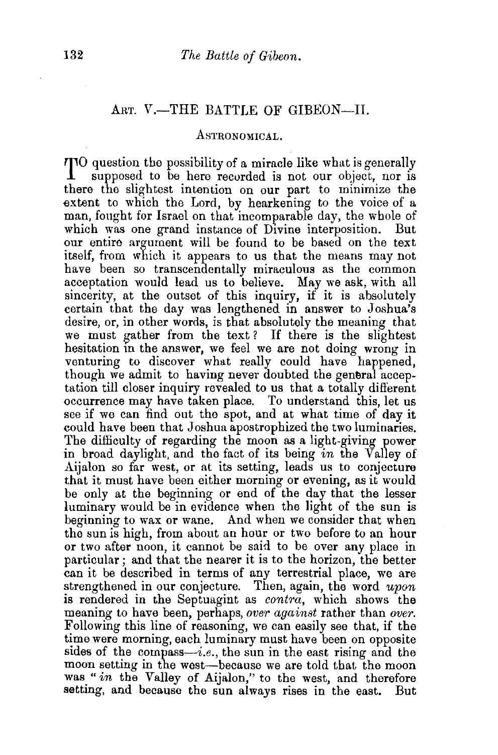## ART. V.—THE BATTLE OF GIBEON—II.

### ASTRONOMICAL.

TO question the possibility of a miracle like what is generally supposed to be here recorded is not our object, nor is there the slightest intention on our part to minimize the extent to which the Lord, by hearkening to the voice of a man, fought for Israel on that incomparable day, the whole of which was one grand instance of Divine interposition. But our entire argument will be found to be based on the text itself, from which it appears to us that the means may not have been so transcendentally miraculous as the common acceptation would lead us to believe. May we ask, with all sincerity, at the outset of this inquiry, if it is absolutely certain that the day was lengthened in answer to Joshua's desire, or, in other words, is that absolutely the meaning that we must gather from the text? If there is the slightest hesitation in the answer, we feel we are not doing wrong in venturing to discover what really could have happened, though we admit to having never doubted the general acceptation till closer inquiry revealed to us that a totally different occurrence may have taken place. To understand this, let us see if we can find out the spot, and at what time of day it could have been that Joshua apostrophized the two luminaries. The difficulty of regarding the moon as a light-giving power in broad daylight, and the fact of its being *in* the Valley of Aijalon so far west, or at its setting, leads us to conjecture that it must have been either morning or evening, as it would be only at the beginning or end of the day that the lesser luminary would be in evidence when the light of the sun is beginning to wax or wane. And when we consider that when the sun is high, from about an hour or two before to an hour or two after noon, it cannot be said to be over any place in particular; and that the nearer it is to the horizon, the better can it be described in terms of any terrestrial place, we are strengthened in our conjecture. Then, again, the word *upon* is rendered in the Septuagint as *contra*, which shows the meaning to have been, perhaps, *over against* rather than *over*. Following this line of reasoning, we can easily see that, if the time were morning, each luminary must have been on opposite sides of the compass—*i.e.*, the sun in the east rising and the moon setting in the west—because we are told that the moon was "*in* the Valley of Aijalon," to the west, and therefore setting, and because the sun always rises in the east. But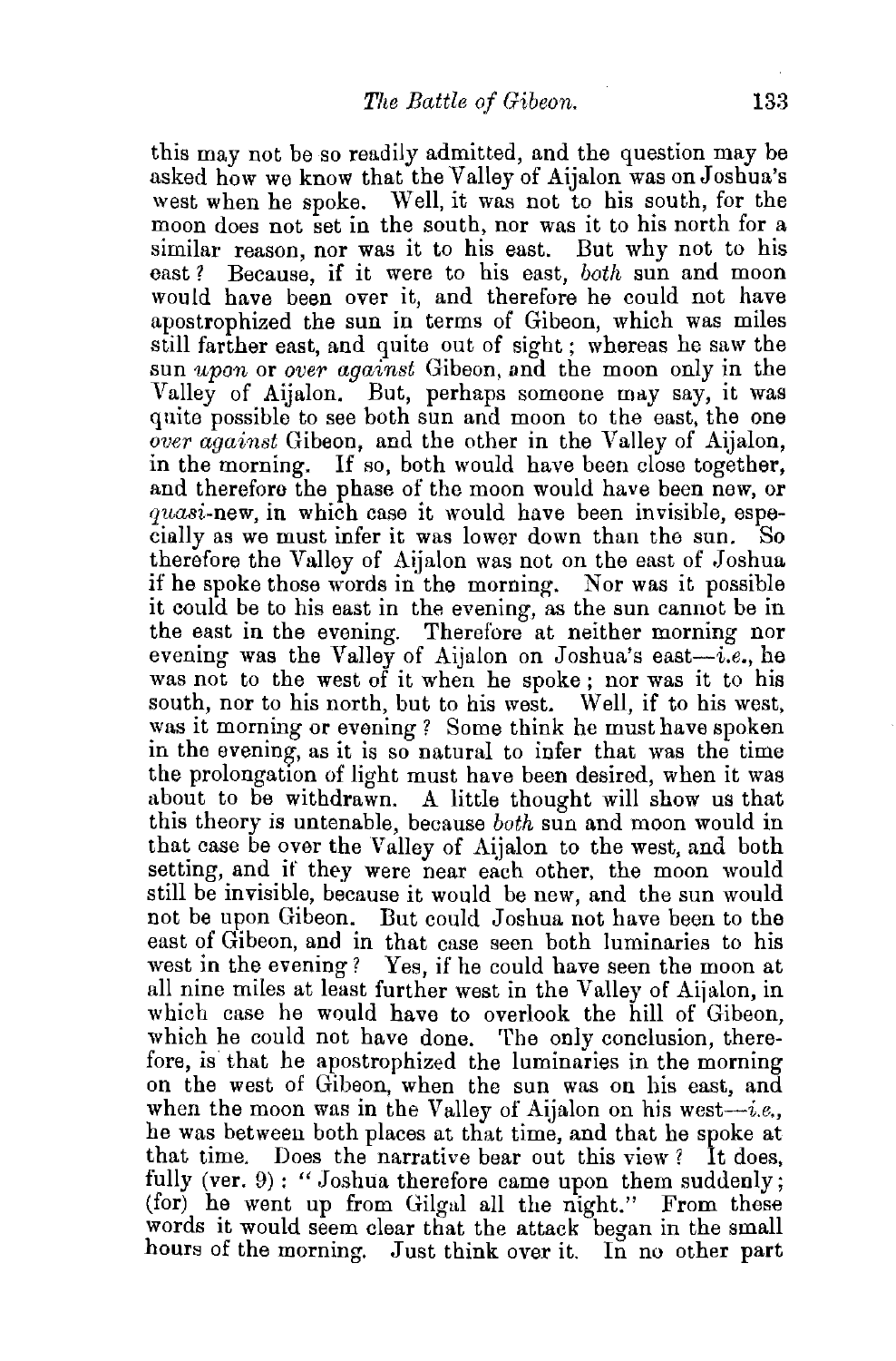this may not be so readily admitted, and the question may be asked how we know that the Valley of Aijalon was on Joshua's west when he spoke. Well, it was not to his south, for the moon does not set in the south, nor was it to his north for a similar reason, nor was it to his east. But why not to his east? Because, if it were to his east, *both* sun and moon would have been over it, and therefore he could not have apostrophized the sun in terms of Gibeon, which was miles still farther east, and quite out of sight; whereas he saw the sun *upon* or *over against* Gibeon, and the moon only in the Valley of Aijalon. But, perhaps someone may say, it was quite possible to see both sun and moon to the east, the one *over against* Gibeon, and the other in the Valley of Aijalon, in the morning. If so, both would have been close together, and therefore the phase of the moon would have been new, or *quasi*-new, in which case it would have been invisible, especially as we must infer it was lower down than the sun. So therefore the Valley of Aijalon was not on the east of Joshua if he spoke those words in the morning. Nor was it possible it could be to his east in the evening, as the sun cannot be in the east in the evening. Therefore at neither morning nor evening was the Valley of Aijalon on Joshua's east—*i.e.*, he was not to the west of it when he spoke; nor was it to his south, nor to his north, but to his west. Well, if to his west, was it morning or evening? Some think he must have spoken in the evening, as it is so natural to infer that was the time the prolongation of light must have been desired, when it was about to be withdrawn. A little thought will show us that this theory is untenable, because *both* sun and moon would in that case be over the Valley of Aijalon to the west, and both setting, and if they were near each other, the moon would still be invisible, because it would be new, and the sun would not be upon Gibeon. But could Joshua not have been to the east of Gibeon, and in that case seen both luminaries to his west in the evening? Yes, if he could have seen the moon at all nine miles at least further west in the Valley of Aijalon, in which case he would have to overlook the hill of Gibeon, which he could not have done. The only conclusion, therefore, is that he apostrophized the luminaries in the morning on the west of Gibeon, when the sun was on his east, and when the moon was in the Valley of Aijalon on his west—*i.e.*, he was between both places at that time, and that he spoke at that time. Does the narrative bear out this view? It does, fully (ver. 9): "Joshua therefore came upon them suddenly; (for) he went up from Gilgal all the night." From these words it would seem clear that the attack began in the small hours of the morning. Just think over it. In no other part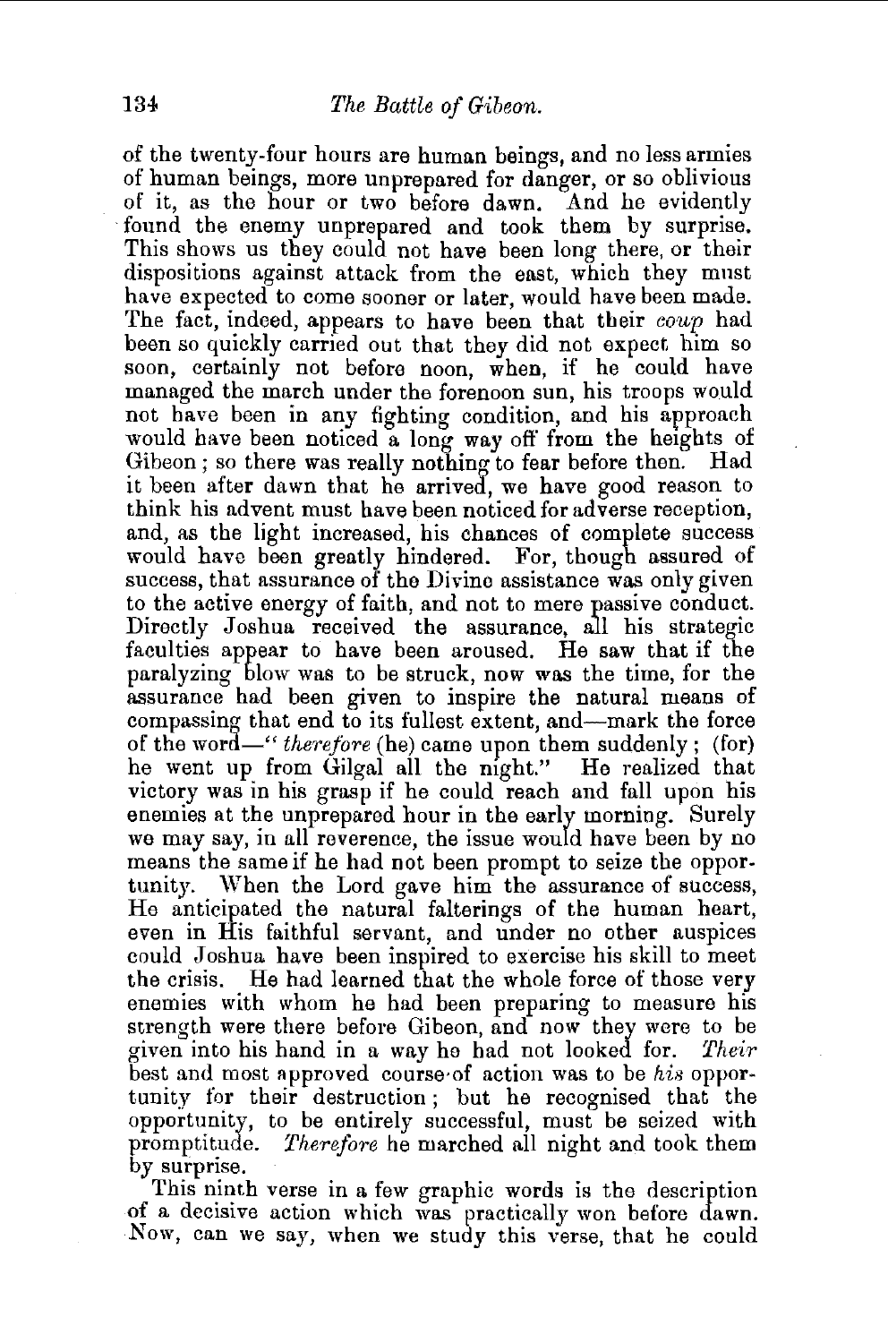of the twenty-four hours are human beings, and no less armies of human beings, more unprepared for danger, or so oblivious of it, as the hour or two before dawn. And he evidently found the enemy unprepared and took them by surprise. This shows us they could not have been long there, or their dispositions against attack from the east, which they must have expected to come sooner or later, would have been made. The fact, indeed, appears to have been that their *coup* had been so quickly carried out that they did not expect him so soon, certainly not before noon, when, if he could have managed the march under the forenoon sun, his troops would not have been in any fighting condition, and his approach would have been noticed a long way off from the heights of Gibeon; so there was really nothing to fear before then. Had it been after dawn that he arrived, we have good reason to think his advent must have been noticed for adverse reception, and, as the light increased, his chances of complete success would have been greatly hindered. For, though assured of success, that assurance of the Divine assistance was only given to the active energy of faith, and not to mere passive conduct. Directly Joshua received the assurance, all his strategic faculties appear to have been aroused. He saw that if the paralyzing blow was to be struck, now was the time, for the assurance had been given to inspire the natural means of compassing that end to its fullest extent, and—mark the force of the word—"*therefore* (he) came upon them suddenly; (for) he went up from Gilgal all the night." He realized that victory was in his grasp if he could reach and fall upon his enemies at the unprepared hour in the early morning. Surely we may say, in all reverence, the issue would have been by no means the same if he had not been prompt to seize the opportunity. When the Lord gave him the assurance of success, He anticipated the natural falterings of the human heart, even in His faithful servant, and under no other auspices could Joshua have been inspired to exercise his skill to meet the crisis. He had learned that the whole force of those very enemies with whom he had been preparing to measure his strength were there before Gibeon, and now they were to be given into his hand in a way he had not looked for. *Their* best and most approved course of action was to be *his* opportunity for their destruction; but he recognised that the opportunity, to be entirely successful, must be seized with promptitude. *Therefore* he marched all night and took them by surprise.

This ninth verse in a few graphic words is the description of a decisive action which was practically won before dawn. Now, can we say, when we study this verse, that he could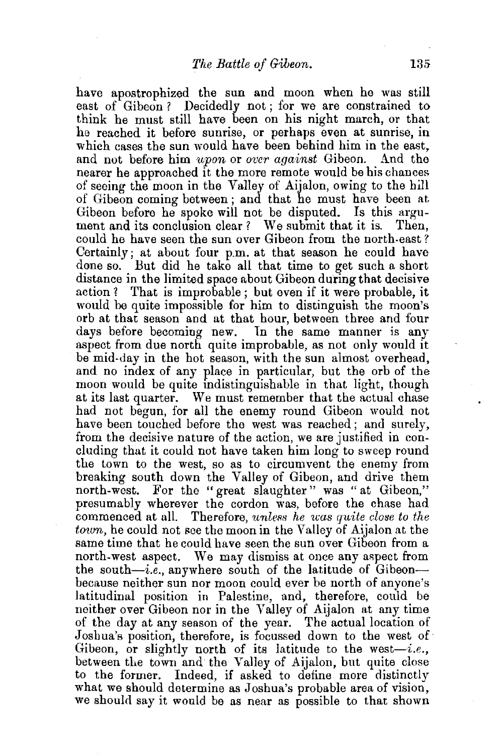have apostrophized the sun and moon when he was still east of Gibeon? Decidedly not; for we are constrained to think he must still have been on his night march, or that he reached it before sunrise, or perhaps even at sunrise, in which cases the sun would have been behind him in the east, and not before him *upon* or *over against* Gibeon. And the nearer he approached it the more remote would be his chances of seeing the moon in the Valley of Aijalon, owing to the hill of Gibeon coming between; and that he must have been at Gibeon before he spoke will not be disputed. Is this argument and its conclusion clear? We submit that it is. Then, could he have seen the sun over Gibeon from the north-east? Certainly; at about four p.m. at that season he could have done so. But did he take all that time to get such a short distance in the limited space about Gibeon during that decisive action? That is improbable; but even if it were probable, it would be quite impossible for him to distinguish the moon's orb at that season and at that hour, between three and four days before becoming new. In the same manner is any aspect from due north quite improbable, as not only would it be mid-day in the hot season, with the sun almost overhead, and no index of any place in particular, but the orb of the moon would be quite indistinguishable in that light, though at its last quarter. We must remember that the actual chase had not begun, for all the enemy round Gibeon would not have been touched before the west was reached; and surely, from the decisive nature of the action, we are justified in concluding that it could not have taken him long to sweep round the town to the west, so as to circumvent the enemy from breaking south down the Valley of Gibeon, and drive them north-west. For the "great slaughter" was "at Gibeon," presumably wherever the cordon was, before the chase had commenced at all. Therefore, *unless he was quite close to the town*, he could not see the moon in the Valley of Aijalon at the same time that he could have seen the sun over Gibeon from a north-west aspect. We may dismiss at once any aspect from the south—*i.e.*, anywhere south of the latitude of Gibeon—because neither sun nor moon could ever be north of anyone's latitudinal position in Palestine, and, therefore, could be neither over Gibeon nor in the Valley of Aijalon at any time of the day at any season of the year. The actual location of Joshua's position, therefore, is focussed down to the west of Gibeon, or slightly north of its latitude to the west—*i.e.*, between the town and the Valley of Aijalon, but quite close to the former. Indeed, if asked to define more distinctly what we should determine as Joshua's probable area of vision, we should say it would be as near as possible to that shown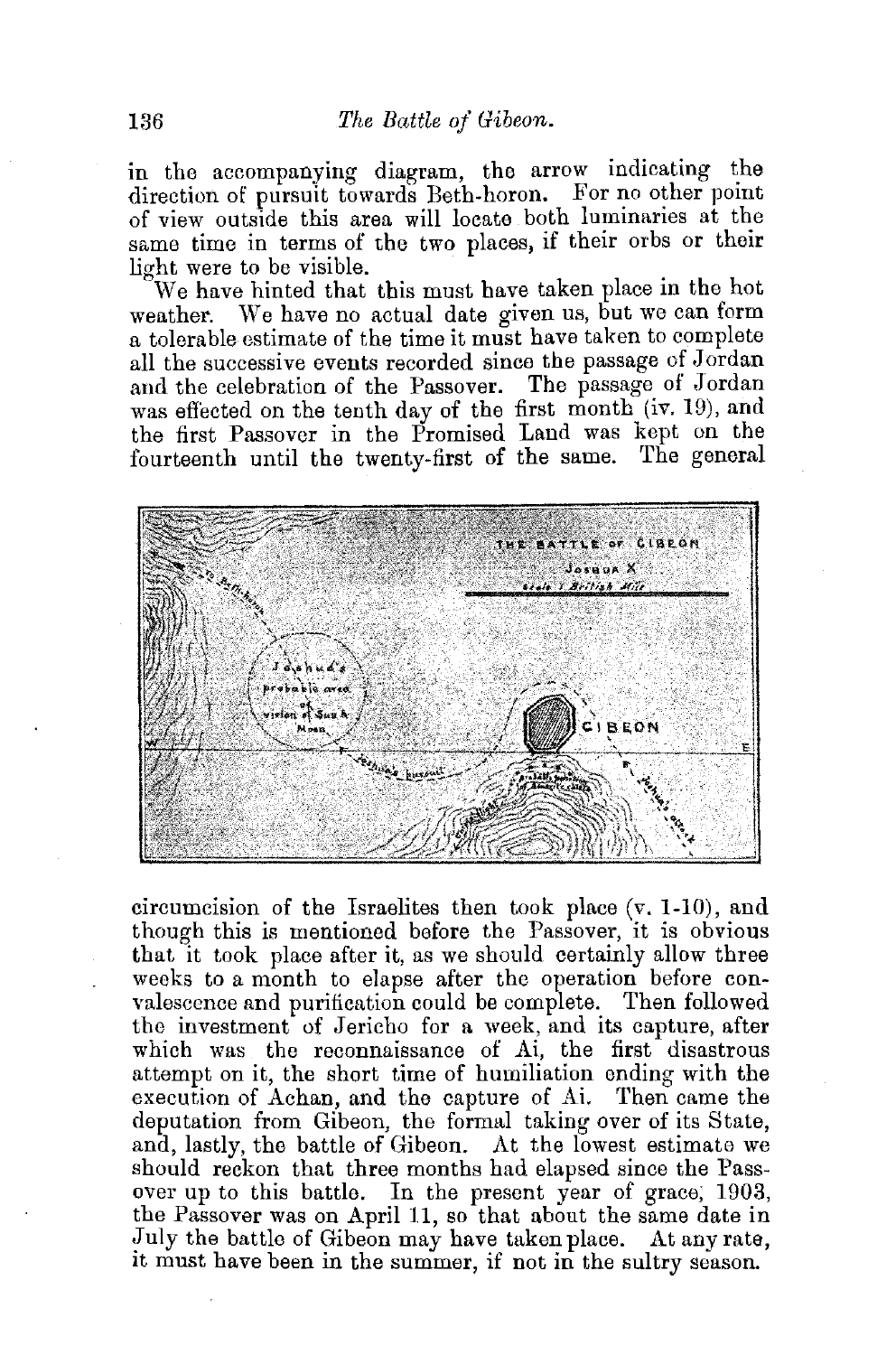in the accompanying diagram, the arrow indicating the direction of pursuit towards Beth-horon. For no other point of view outside this area will locate both luminaries at the same time in terms of the two places, if their orbs or their light were to be visible.

We have hinted that this must have taken place in the hot weather. We have no actual date given us, but we can form a tolerable estimate of the time it must have taken to complete all the successive events recorded since the passage of Jordan and the celebration of the Passover. The passage of Jordan was effected on the tenth day of the first month (iv. 19), and the first Passover in the Promised Land was kept on the fourteenth until the twenty-first of the same. The general circumcision of the Israelites then took place (v. 1-10), and though this is mentioned before the Passover, it is obvious that it took place after it, as we should certainly allow three weeks to a month to elapse after the operation before convalescence and purification could be complete. Then followed the investment of Jericho for a week, and its capture, after which was the reconnaissance of Ai, the first disastrous attempt on it, the short time of humiliation ending with the execution of Achan, and the capture of Ai. Then came the deputation from Gibeon, the formal taking over of its State, and, lastly, the battle of Gibeon. At the lowest estimate we should reckon that three months had elapsed since the Passover up to this battle. In the present year of grace, 1903, the Passover was on April 11, so that about the same date in July the battle of Gibeon may have taken place. At any rate, it must have been in the summer, if not in the sultry season.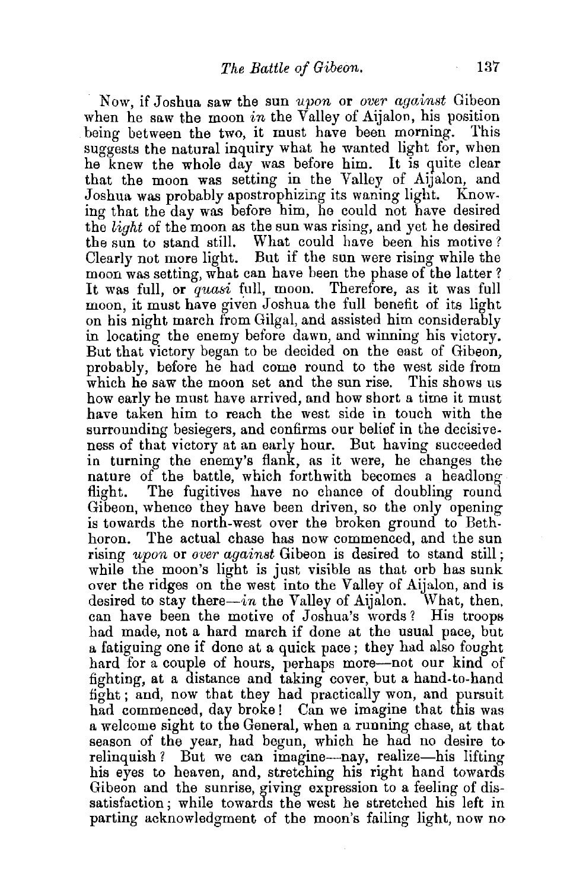Now, if Joshua saw the sun *upon* or *over against* Gibeon when he saw the moon *in* the Valley of Aijalon, his position being between the two, it must have been morning. This suggests the natural inquiry what he wanted light for, when he knew the whole day was before him. It is quite clear that the moon was setting in the Valley of Aijalon, and Joshua was probably apostrophizing its waning light. Knowing that the day was before him, he could not have desired the *light* of the moon as the sun was rising, and yet he desired the sun to stand still. What could have been his motive? Clearly not more light. But if the sun were rising while the moon was setting, what can have been the phase of the latter? It was full, or *quasi* full, moon. Therefore, as it was full moon, it must have given Joshua the full benefit of its light on his night march from Gilgal, and assisted him considerably in locating the enemy before dawn, and winning his victory. But that victory began to be decided on the east of Gibeon, probably, before he had come round to the west side from which he saw the moon set and the sun rise. This shows us how early he must have arrived, and how short a time it must have taken him to reach the west side in touch with the surrounding besiegers, and confirms our belief in the decisiveness of that victory at an early hour. But having succeeded in turning the enemy's flank, as it were, he changes the nature of the battle, which forthwith becomes a headlong flight. The fugitives have no chance of doubling round Gibeon, whence they have been driven, so the only opening is towards the north-west over the broken ground to Bethhoron. The actual chase has now commenced, and the sun rising *upon* or *over against* Gibeon is desired to stand still; while the moon's light is just visible as that orb has sunk over the ridges on the west into the Valley of Aijalon, and is desired to stay there—*in* the Valley of Aijalon. What, then, can have been the motive of Joshua's words? His troops had made, not a hard march if done at the usual pace, but a fatiguing one if done at a quick pace; they had also fought hard for a couple of hours, perhaps more—not our kind of fighting, at a distance and taking cover, but a hand-to-hand fight; and, now that they had practically won, and pursuit had commenced, day broke! Can we imagine that this was a welcome sight to the General, when a running chase, at that season of the year, had begun, which he had no desire to relinquish? But we can imagine—nay, realize—his lifting his eyes to heaven, and, stretching his right hand towards Gibeon and the sunrise, giving expression to a feeling of dissatisfaction; while towards the west he stretched his left in parting acknowledgment of the moon's failing light, now no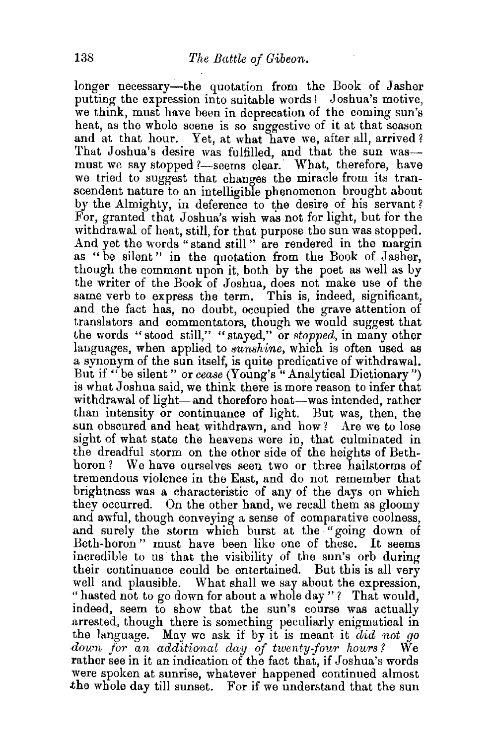longer necessary—the quotation from the Book of Jasher putting the expression into suitable words! Joshua's motive, we think, must have been in deprecation of the coming sun's heat, as the whole scene is so suggestive of it at that season and at that hour. Yet, at what have we, after all, arrived? That Joshua's desire was fulfilled, and that the sun was—must we say stopped?—seems clear. What, therefore, have we tried to suggest that changes the miracle from its transcendent nature to an intelligible phenomenon brought about by the Almighty, in deference to the desire of his servant? For, granted that Joshua's wish was not for light, but for the withdrawal of heat, still, for that purpose the sun was stopped. And yet the words "stand still" are rendered in the margin as "be silent" in the quotation from the Book of Jasher, though the comment upon it, both by the poet as well as by the writer of the Book of Joshua, does not make use of the same verb to express the term. This is, indeed, significant, and the fact has, no doubt, occupied the grave attention of translators and commentators, though we would suggest that the words "stood still," "stayed," or *stopped*, in many other languages, when applied to *sunshine*, which is often used as a synonym of the sun itself, is quite predicative of withdrawal. But if "be silent" or *cease* (Young's "Analytical Dictionary") is what Joshua said, we think there is more reason to infer that withdrawal of light—and therefore heat—was intended, rather than intensity or continuance of light. But was, then, the sun obscured and heat withdrawn, and how? Are we to lose sight of what state the heavens were in, that culminated in the dreadful storm on the other side of the heights of Beth-horon? We have ourselves seen two or three hailstorms of tremendous violence in the East, and do not remember that brightness was a characteristic of any of the days on which they occurred. On the other hand, we recall them as gloomy and awful, though conveying a sense of comparative coolness, and surely the storm which burst at the "going down of Beth-horon" must have been like one of these. It seems incredible to us that the visibility of the sun's orb during their continuance could be entertained. But this is all very well and plausible. What shall we say about the expression, "hasted not to go down for about a whole day"? That would, indeed, seem to show that the sun's course was actually arrested, though there is something peculiarly enigmatical in the language. May we ask if by it is meant it *did not go down for an additional day of twenty-four hours?* We rather see in it an indication of the fact that, if Joshua's words were spoken at sunrise, whatever happened continued almost the whole day till sunset. For if we understand that the sun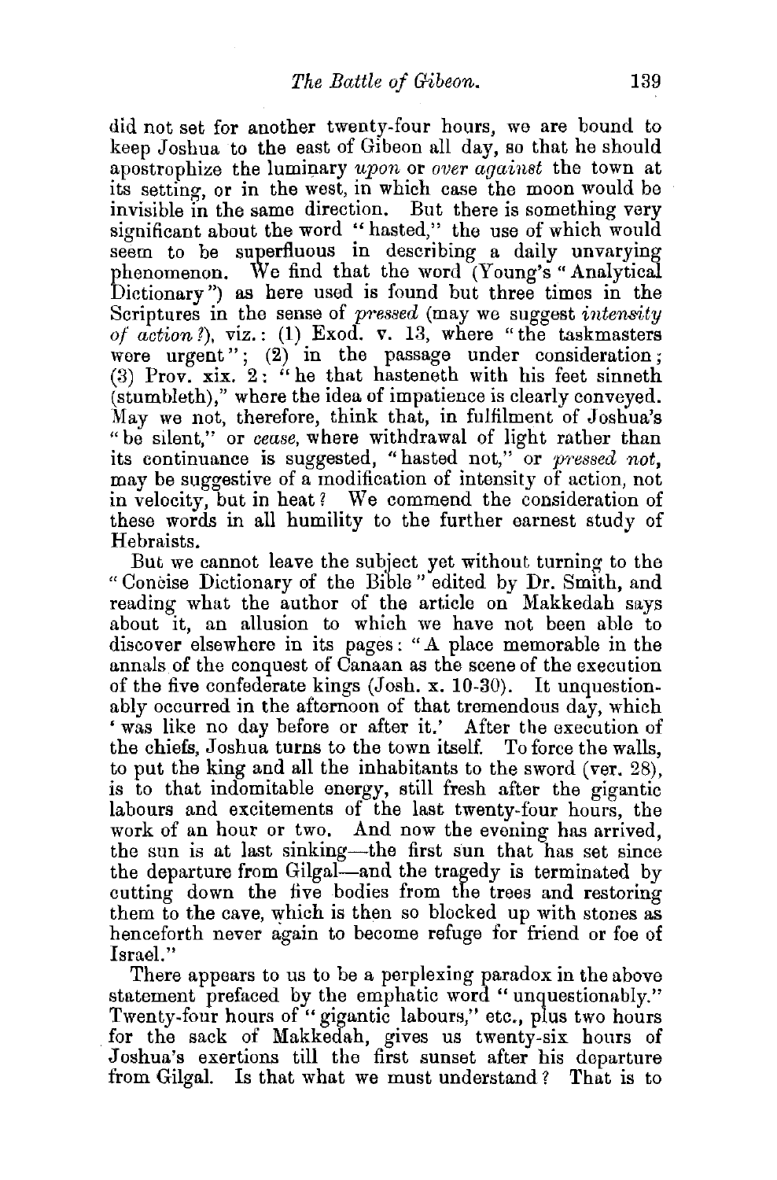did not set for another twenty-four hours, we are bound to keep Joshua to the east of Gibeon all day, so that he should apostrophize the luminary *upon* or *over against* the town at its setting, or in the west, in which case the moon would be invisible in the same direction. But there is something very significant about the word "hasted," the use of which would seem to be superfluous in describing a daily unvarying phenomenon. We find that the word (Young's "Analytical Dictionary") as here used is found but three times in the Scriptures in the sense of *pressed* (may we suggest *intensity of action?*), viz.: (1) Exod. v. 13, where "the taskmasters were urgent"; (2) in the passage under consideration; (3) Prov. xix. 2: "he that hasteneth with his feet sinneth (stumbleth)," where the idea of impatience is clearly conveyed. May we not, therefore, think that, in fulfilment of Joshua's "be silent," or *cease*, where withdrawal of light rather than its continuance is suggested, "hasted not," or *pressed not*, may be suggestive of a modification of intensity of action, not in velocity, but in heat? We commend the consideration of these words in all humility to the further earnest study of Hebraists.

But we cannot leave the subject yet without turning to the "Concise Dictionary of the Bible" edited by Dr. Smith, and reading what the author of the article on Makkedah says about it, an allusion to which we have not been able to discover elsewhere in its pages: "A place memorable in the annals of the conquest of Canaan as the scene of the execution of the five confederate kings (Josh. x. 10-30). It unquestionably occurred in the afternoon of that tremendous day, which 'was like no day before or after it.' After the execution of the chiefs, Joshua turns to the town itself. To force the walls, to put the king and all the inhabitants to the sword (ver. 28), is to that indomitable energy, still fresh after the gigantic labours and excitements of the last twenty-four hours, the work of an hour or two. And now the evening has arrived, the sun is at last sinking—the first sun that has set since the departure from Gilgal—and the tragedy is terminated by cutting down the five bodies from the trees and restoring them to the cave, which is then so blocked up with stones as henceforth never again to become refuge for friend or foe of Israel."

There appears to us to be a perplexing paradox in the above statement prefaced by the emphatic word "unquestionably." Twenty-four hours of "gigantic labours," etc., plus two hours for the sack of Makkedah, gives us twenty-six hours of Joshua's exertions till the first sunset after his departure from Gilgal. Is that what we must understand? That is to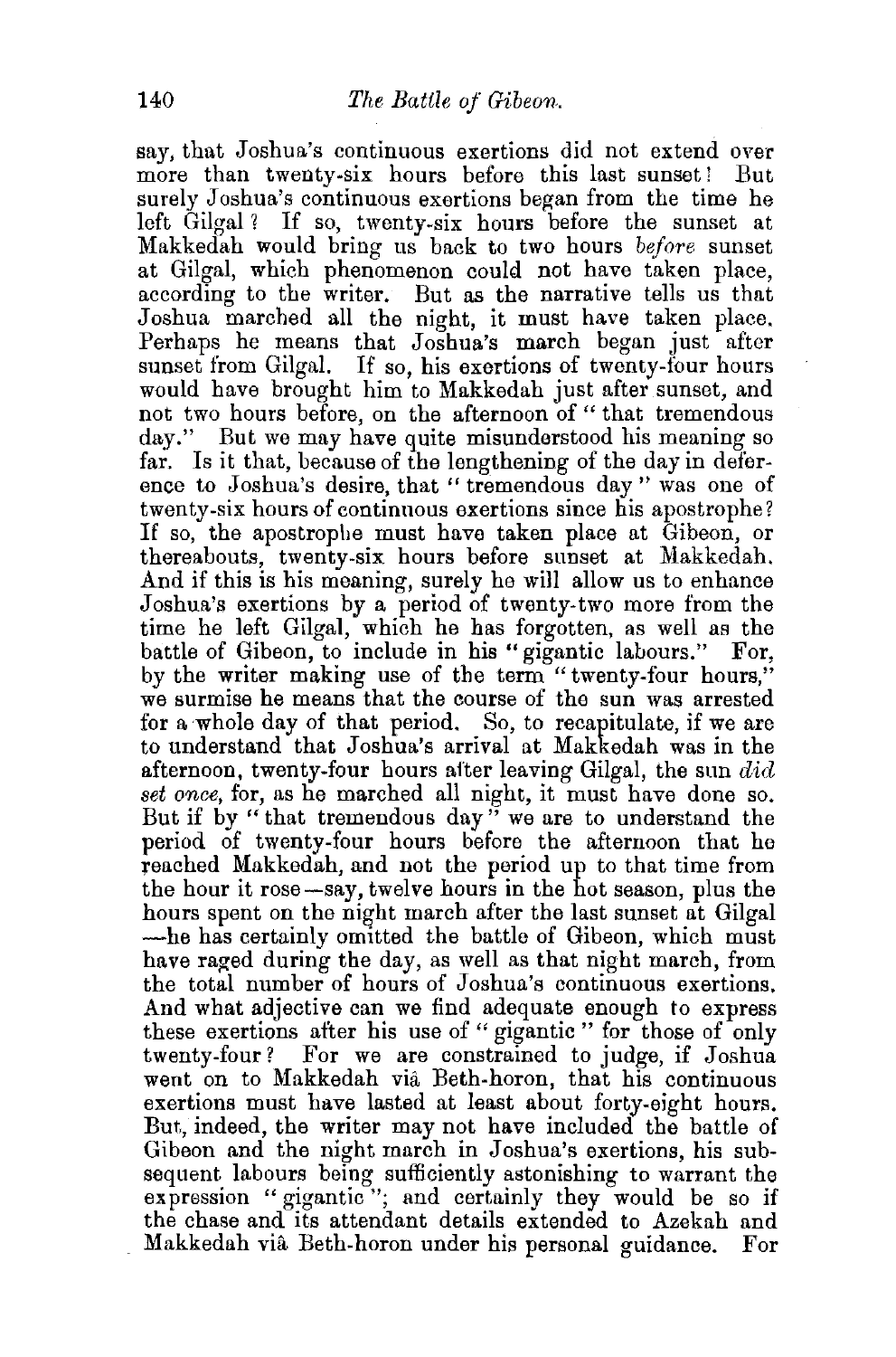say, that Joshua's continuous exertions did not extend over more than twenty-six hours before this last sunset! But surely Joshua's continuous exertions began from the time he left Gilgal? If so, twenty-six hours before the sunset at Makkedah would bring us back to two hours *before* sunset at Gilgal, which phenomenon could not have taken place, according to the writer. But as the narrative tells us that Joshua marched all the night, it must have taken place. Perhaps he means that Joshua's march began just after sunset from Gilgal. If so, his exertions of twenty-four hours would have brought him to Makkedah just after sunset, and not two hours before, on the afternoon of "that tremendous day." But we may have quite misunderstood his meaning so far. Is it that, because of the lengthening of the day in deference to Joshua's desire, that "tremendous day" was one of twenty-six hours of continuous exertions since his apostrophe? If so, the apostrophe must have taken place at Gibeon, or thereabouts, twenty-six hours before sunset at Makkedah. And if this is his meaning, surely he will allow us to enhance Joshua's exertions by a period of twenty-two more from the time he left Gilgal, which he has forgotten, as well as the battle of Gibeon, to include in his "gigantic labours." For, by the writer making use of the term "twenty-four hours," we surmise he means that the course of the sun was arrested for a whole day of that period. So, to recapitulate, if we are to understand that Joshua's arrival at Makkedah was in the afternoon, twenty-four hours after leaving Gilgal, the sun *did set once*, for, as he marched all night, it must have done so. But if by "that tremendous day" we are to understand the period of twenty-four hours before the afternoon that he reached Makkedah, and not the period up to that time from the hour it rose—say, twelve hours in the hot season, plus the hours spent on the night march after the last sunset at Gilgal—he has certainly omitted the battle of Gibeon, which must have raged during the day, as well as that night march, from the total number of hours of Joshua's continuous exertions. And what adjective can we find adequate enough to express these exertions after his use of "gigantic" for those of only twenty-four? For we are constrained to judge, if Joshua went on to Makkedah viâ Beth-horon, that his continuous exertions must have lasted at least about forty-eight hours. But, indeed, the writer may not have included the battle of Gibeon and the night march in Joshua's exertions, his subsequent labours being sufficiently astonishing to warrant the expression "gigantic"; and certainly they would be so if the chase and its attendant details extended to Azekah and Makkedah viâ Beth-horon under his personal guidance. For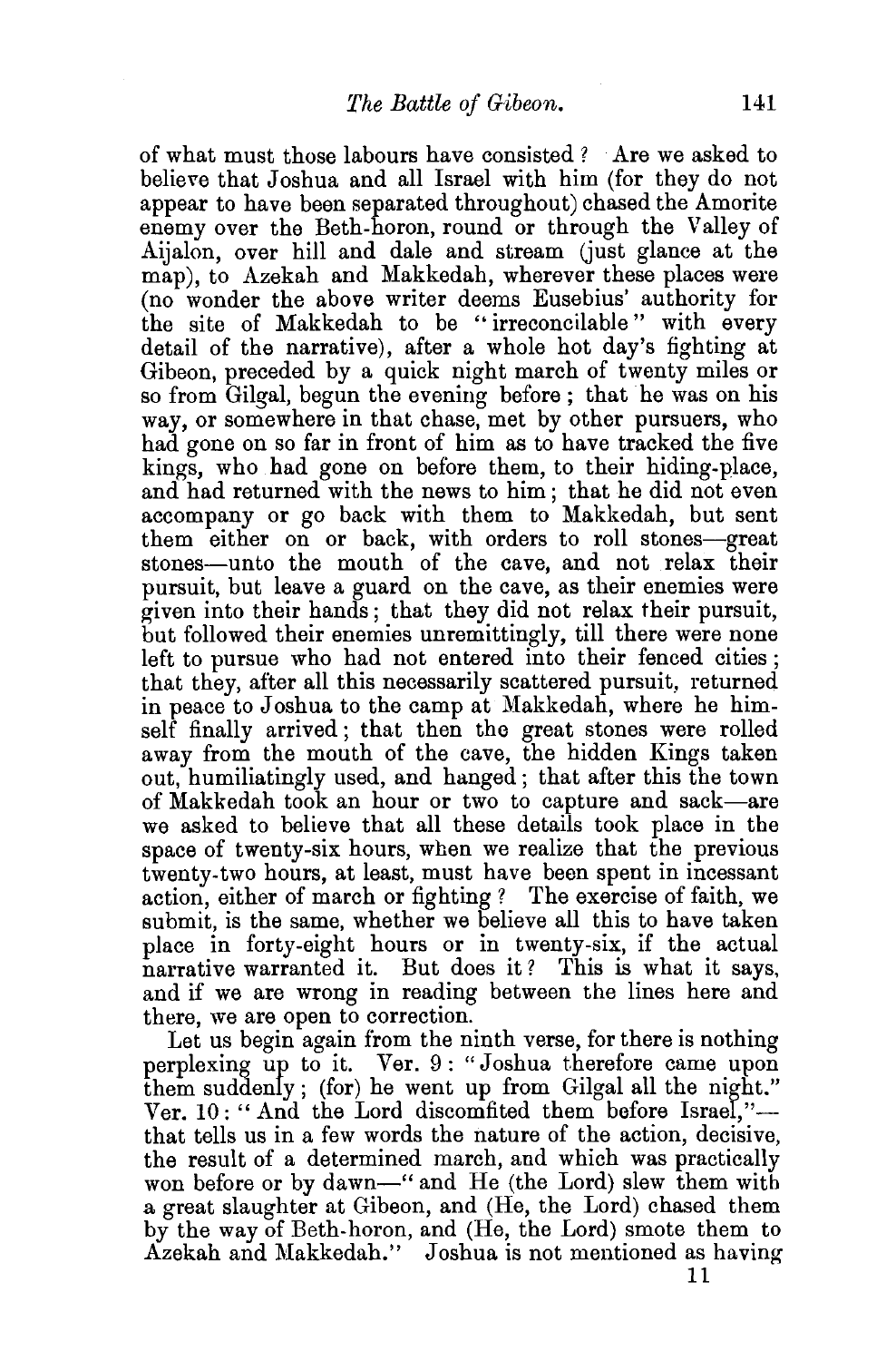of what must those labours have consisted? Are we asked to believe that Joshua and all Israel with him (for they do not appear to have been separated throughout) chased the Amorite enemy over the Beth-horon, round or through the Valley of Aijalon, over hill and dale and stream (just glance at the map), to Azekah and Makkedah, wherever these places were (no wonder the above writer deems Eusebius' authority for the site of Makkedah to be "irreconcilable" with every detail of the narrative), after a whole hot day's fighting at Gibeon, preceded by a quick night march of twenty miles or so from Gilgal, begun the evening before; that he was on his way, or somewhere in that chase, met by other pursuers, who had gone on so far in front of him as to have tracked the five kings, who had gone on before them, to their hiding-place, and had returned with the news to him; that he did not even accompany or go back with them to Makkedah, but sent them either on or back, with orders to roll stones—great stones—unto the mouth of the cave, and not relax their pursuit, but leave a guard on the cave, as their enemies were given into their hands; that they did not relax their pursuit, but followed their enemies unremittingly, till there were none left to pursue who had not entered into their fenced cities; that they, after all this necessarily scattered pursuit, returned in peace to Joshua to the camp at Makkedah, where he himself finally arrived; that then the great stones were rolled away from the mouth of the cave, the hidden Kings taken out, humiliatingly used, and hanged; that after this the town of Makkedah took an hour or two to capture and sack—are we asked to believe that all these details took place in the space of twenty-six hours, when we realize that the previous twenty-two hours, at least, must have been spent in incessant action, either of march or fighting? The exercise of faith, we submit, is the same, whether we believe all this to have taken place in forty-eight hours or in twenty-six, if the actual narrative warranted it. But does it? This is what it says, and if we are wrong in reading between the lines here and there, we are open to correction.

Let us begin again from the ninth verse, for there is nothing perplexing up to it. Ver. 9: "Joshua therefore came upon them suddenly; (for) he went up from Gilgal all the night." Ver. 10: "And the Lord discomfited them before Israel,"—that tells us in a few words the nature of the action, decisive, the result of a determined march, and which was practically won before or by dawn—" and He (the Lord) slew them with a great slaughter at Gibeon, and (He, the Lord) chased them by the way of Beth-horon, and (He, the Lord) smote them to Azekah and Makkedah." Joshua is not mentioned as having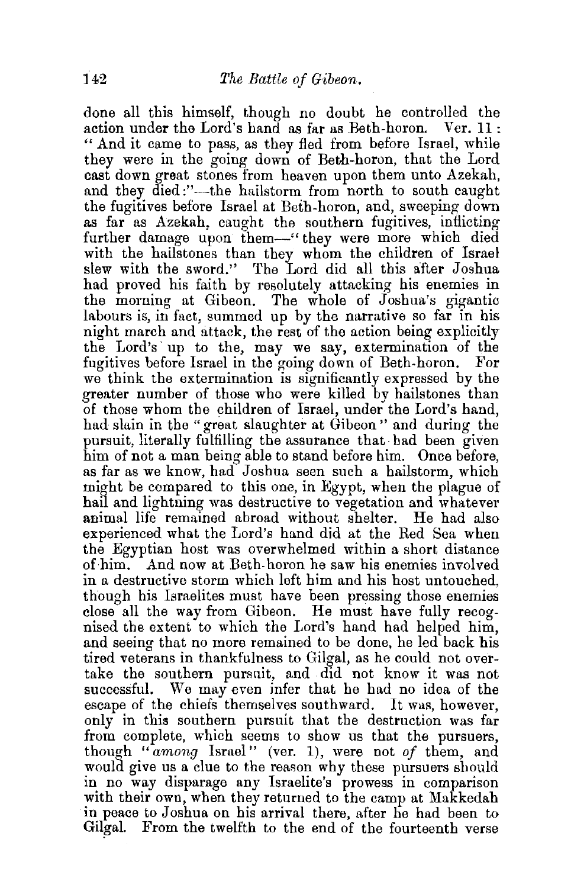done all this himself, though no doubt he controlled the action under the Lord's hand as far as Beth-horon. Ver. 11: "And it came to pass, as they fled from before Israel, while they were in the going down of Beth-horon, that the Lord cast down great stones from heaven upon them unto Azekah, and they died:"—the hailstorm from north to south caught the fugitives before Israel at Beth-horon, and, sweeping down as far as Azekah, caught the southern fugitives, inflicting further damage upon them—"they were more which died with the hailstones than they whom the children of Israel slew with the sword." The Lord did all this after Joshua had proved his faith by resolutely attacking his enemies in the morning at Gibeon. The whole of Joshua's gigantic labours is, in fact, summed up by the narrative so far in his night march and attack, the rest of the action being explicitly the Lord's up to the, may we say, extermination of the fugitives before Israel in the going down of Beth-horon. For we think the extermination is significantly expressed by the greater number of those who were killed by hailstones than of those whom the children of Israel, under the Lord's hand, had slain in the "great slaughter at Gibeon" and during the pursuit, literally fulfilling the assurance that had been given him of not a man being able to stand before him. Once before, as far as we know, had Joshua seen such a hailstorm, which might be compared to this one, in Egypt, when the plague of hail and lightning was destructive to vegetation and whatever animal life remained abroad without shelter. He had also experienced what the Lord's hand did at the Red Sea when the Egyptian host was overwhelmed within a short distance of him. And now at Beth-horon he saw his enemies involved in a destructive storm which left him and his host untouched, though his Israelites must have been pressing those enemies close all the way from Gibeon. He must have fully recognised the extent to which the Lord's hand had helped him, and seeing that no more remained to be done, he led back his tired veterans in thankfulness to Gilgal, as he could not overtake the southern pursuit, and did not know it was not successful. We may even infer that he had no idea of the escape of the chiefs themselves southward. It was, however, only in this southern pursuit that the destruction was far from complete, which seems to show us that the pursuers, though "*among* Israel" (ver. 1), were not *of* them, and would give us a clue to the reason why these pursuers should in no way disparage any Israelite's prowess in comparison with their own, when they returned to the camp at Makkedah in peace to Joshua on his arrival there, after he had been to Gilgal. From the twelfth to the end of the fourteenth verse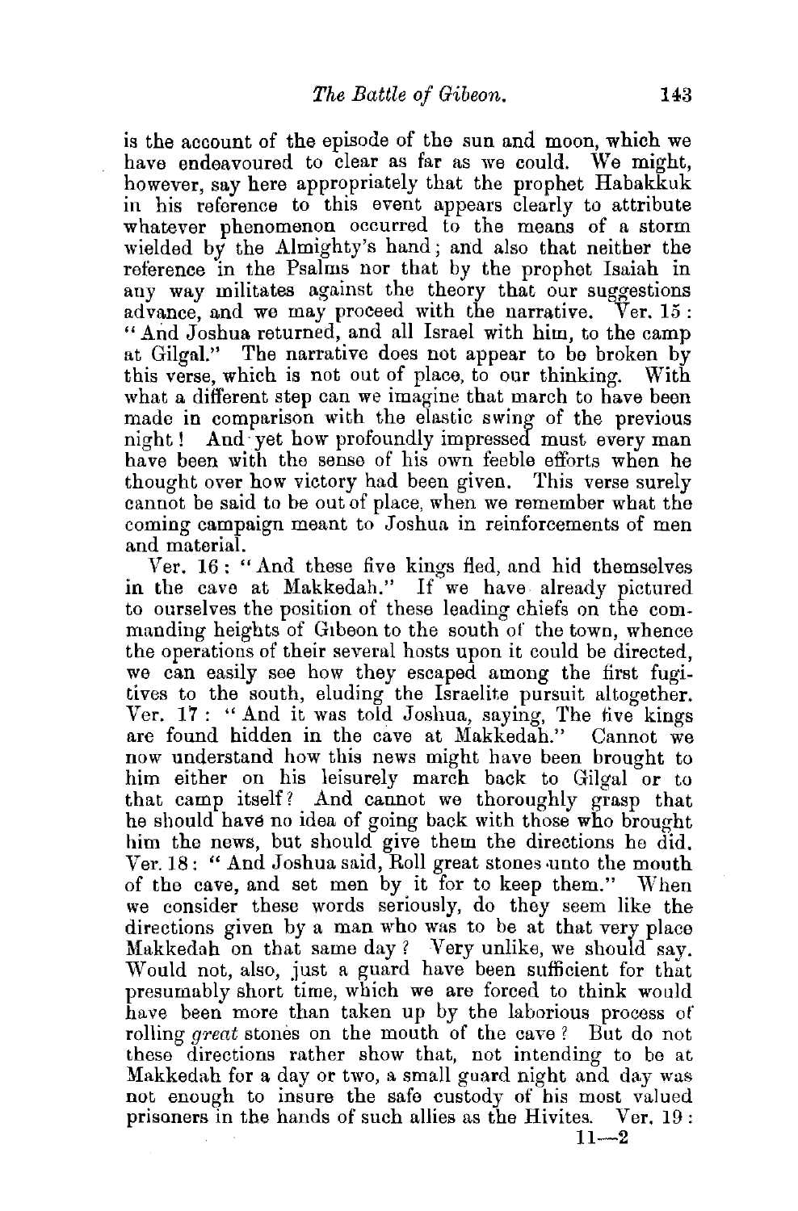is the account of the episode of the sun and moon, which we have endeavoured to clear as far as we could. We might, however, say here appropriately that the prophet Habakkuk in his reference to this event appears clearly to attribute whatever phenomenon occurred to the means of a storm wielded by the Almighty's hand; and also that neither the reference in the Psalms nor that by the prophet Isaiah in any way militates against the theory that our suggestions advance, and we may proceed with the narrative. Ver. 15: "And Joshua returned, and all Israel with him, to the camp at Gilgal." The narrative does not appear to be broken by this verse, which is not out of place, to our thinking. With what a different step can we imagine that march to have been made in comparison with the elastic swing of the previous night! And yet how profoundly impressed must every man have been with the sense of his own feeble efforts when he thought over how victory had been given. This verse surely cannot be said to be out of place, when we remember what the coming campaign meant to Joshua in reinforcements of men and material.

Ver. 16: "And these five kings fled, and hid themselves in the cave at Makkedah." If we have already pictured to ourselves the position of these leading chiefs on the commanding heights of Gibeon to the south of the town, whence the operations of their several hosts upon it could be directed, we can easily see how they escaped among the first fugitives to the south, eluding the Israelite pursuit altogether. Ver. 17: "And it was told Joshua, saying, The five kings are found hidden in the cave at Makkedah." Cannot we now understand how this news might have been brought to him either on his leisurely march back to Gilgal or to that camp itself? And cannot we thoroughly grasp that he should have no idea of going back with those who brought him the news, but should give them the directions he did. Ver. 18: "And Joshua said, Roll great stones unto the mouth of the cave, and set men by it for to keep them." When we consider these words seriously, do they seem like the directions given by a man who was to be at that very place Makkedah on that same day? Very unlike, we should say. Would not, also, just a guard have been sufficient for that presumably short time, which we are forced to think would have been more than taken up by the laborious process of rolling *great* stones on the mouth of the cave? But do not these directions rather show that, not intending to be at Makkedah for a day or two, a small guard night and day was not enough to insure the safe custody of his most valued prisoners in the hands of such allies as the Hivites. Ver. 19: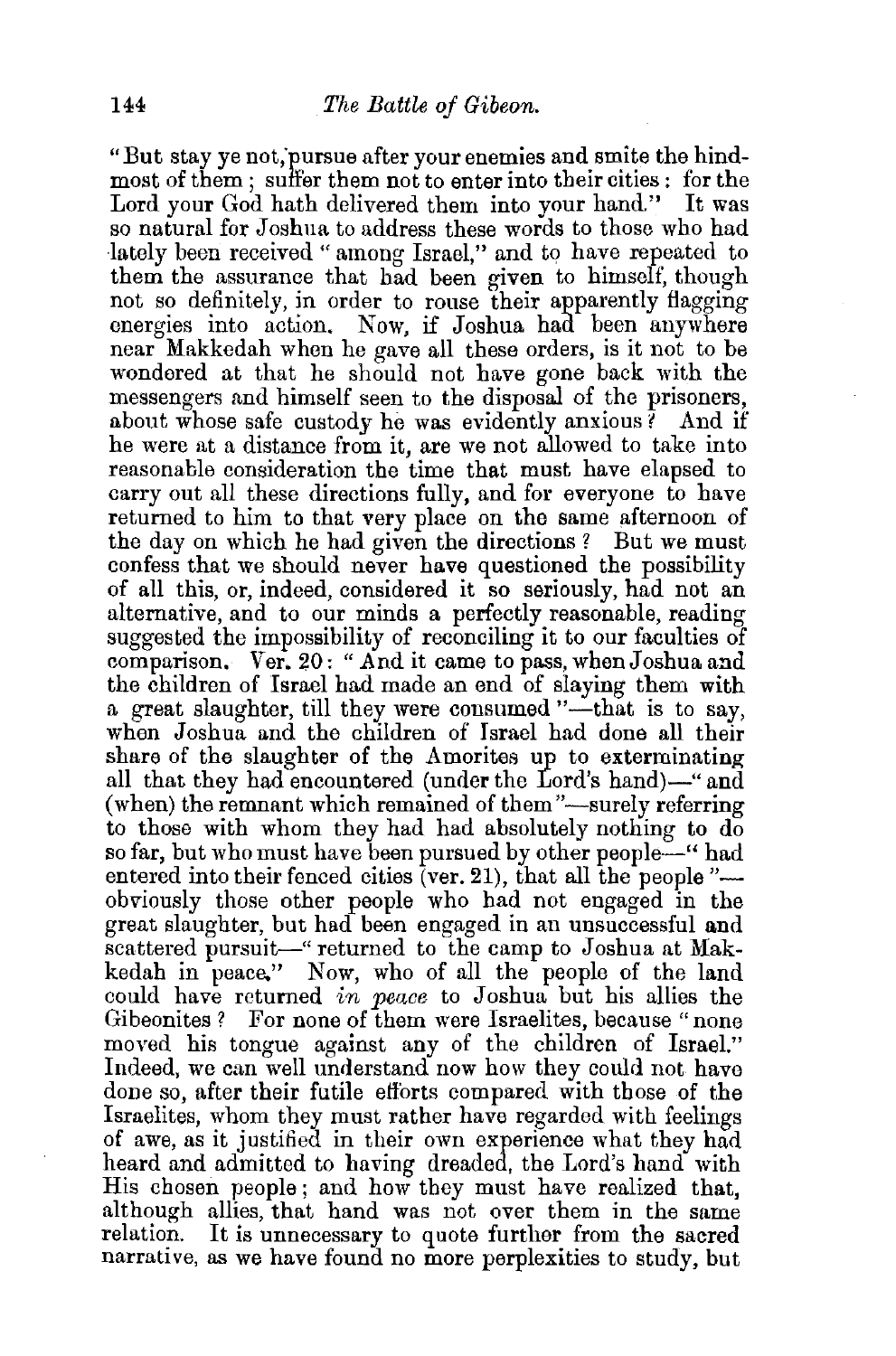"But stay ye not, pursue after your enemies and smite the hindmost of them; suffer them not to enter into their cities: for the Lord your God hath delivered them into your hand." It was so natural for Joshua to address these words to those who had lately been received "among Israel," and to have repeated to them the assurance that had been given to himself, though not so definitely, in order to rouse their apparently flagging energies into action. Now, if Joshua had been anywhere near Makkedah when he gave all these orders, is it not to be wondered at that he should not have gone back with the messengers and himself seen to the disposal of the prisoners, about whose safe custody he was evidently anxious? And if he were at a distance from it, are we not allowed to take into reasonable consideration the time that must have elapsed to carry out all these directions fully, and for everyone to have returned to him to that very place on the same afternoon of the day on which he had given the directions? But we must confess that we should never have questioned the possibility of all this, or, indeed, considered it so seriously, had not an alternative, and to our minds a perfectly reasonable, reading suggested the impossibility of reconciling it to our faculties of comparison. Ver. 20: "And it came to pass, when Joshua and the children of Israel had made an end of slaying them with a great slaughter, till they were consumed"—that is to say, when Joshua and the children of Israel had done all their share of the slaughter of the Amorites up to exterminating all that they had encountered (under the Lord's hand)—"and (when) the remnant which remained of them"—surely referring to those with whom they had had absolutely nothing to do so far, but who must have been pursued by other people—"had entered into their fenced cities (ver. 21), that all the people"—obviously those other people who had not engaged in the great slaughter, but had been engaged in an unsuccessful and scattered pursuit—"returned to the camp to Joshua at Makkedah in peace." Now, who of all the people of the land could have returned *in peace* to Joshua but his allies the Gibeonites? For none of them were Israelites, because "none moved his tongue against any of the children of Israel." Indeed, we can well understand now how they could not have done so, after their futile efforts compared with those of the Israelites, whom they must rather have regarded with feelings of awe, as it justified in their own experience what they had heard and admitted to having dreaded, the Lord's hand with His chosen people; and how they must have realized that, although allies, that hand was not over them in the same relation. It is unnecessary to quote further from the sacred narrative, as we have found no more perplexities to study, but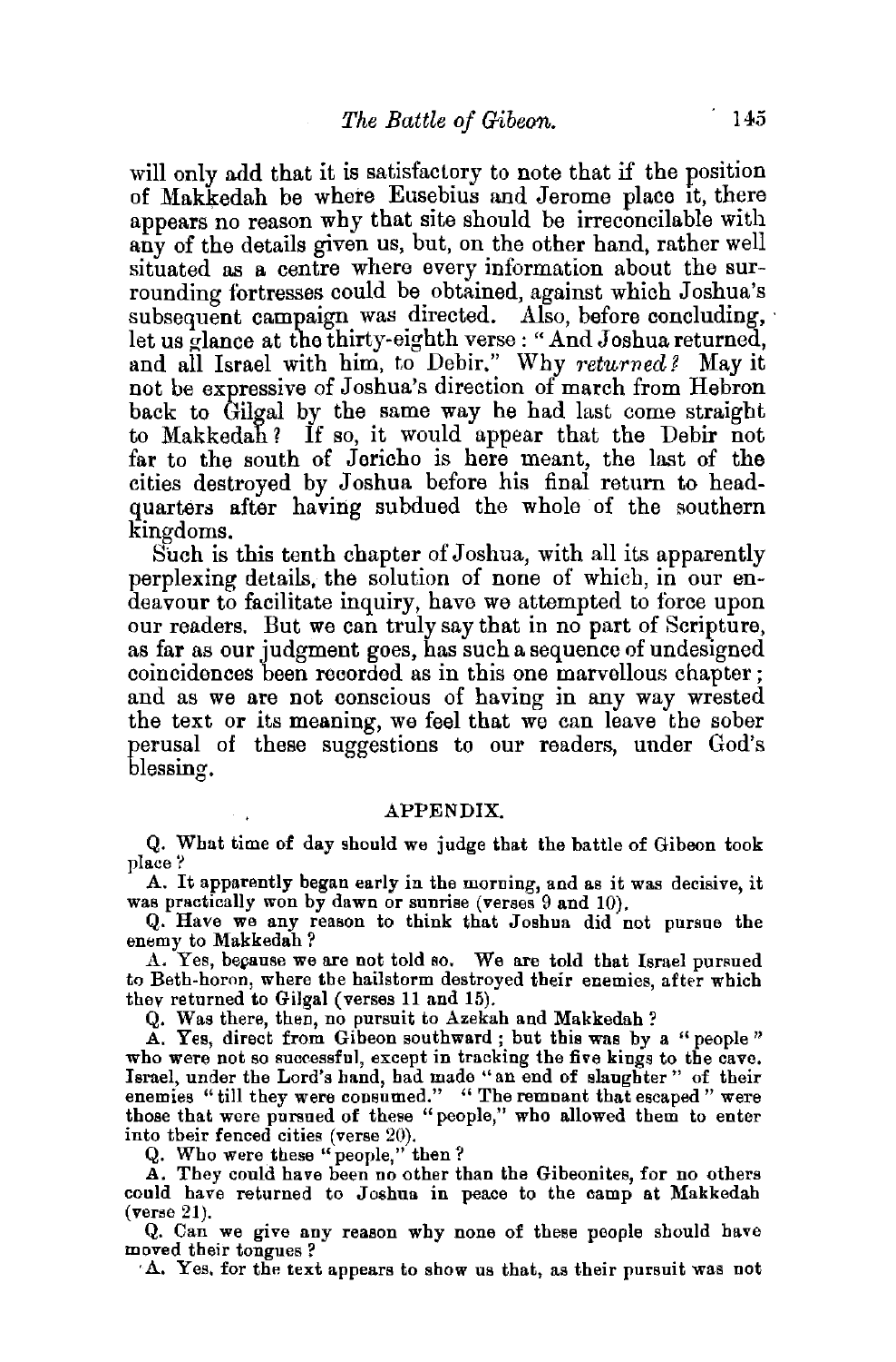will only add that it is satisfactory to note that if the position of Makkedah be where Eusebius and Jerome place it, there appears no reason why that site should be irreconcilable with any of the details given us, but, on the other hand, rather well situated as a centre where every information about the surrounding fortresses could be obtained, against which Joshua's subsequent campaign was directed. Also, before concluding, let us glance at the thirty-eighth verse: "And Joshua returned, and all Israel with him, to Debir." Why *returned?* May it not be expressive of Joshua's direction of march from Hebron back to Gilgal by the same way he had last come straight to Makkedah? If so, it would appear that the Debir not far to the south of Jericho is here meant, the last of the cities destroyed by Joshua before his final return to head-quarters after having subdued the whole of the southern kingdoms.

Such is this tenth chapter of Joshua, with all its apparently perplexing details, the solution of none of which, in our endeavour to facilitate inquiry, have we attempted to force upon our readers. But we can truly say that in no part of Scripture, as far as our judgment goes, has such a sequence of undesigned coincidences been recorded as in this one marvellous chapter; and as we are not conscious of having in any way wrested the text or its meaning, we feel that we can leave the sober perusal of these suggestions to our readers, under God's blessing.

## APPENDIX.

Q. What time of day should we judge that the battle of Gibeon took place?

A. It apparently began early in the morning, and as it was decisive, it was practically won by dawn or sunrise (verses 9 and 10).

Q. Have we any reason to think that Joshua did not pursue the enemy to Makkedah?

A. Yes, because we are not told so. We are told that Israel pursued to Beth-horon, where the hailstorm destroyed their enemies, after which they returned to Gilgal (verses 11 and 15).

Q. Was there, then, no pursuit to Azekah and Makkedah?

A. Yes, direct from Gibeon southward; but this was by a "people" who were not so successful, except in tracking the five kings to the cave. Israel, under the Lord's hand, had made "an end of slaughter" of their enemies "till they were consumed." "The remnant that escaped" were those that were pursued of these "people," who allowed them to enter into their fenced cities (verse 20).

Q. Who were these "people," then?

A. They could have been no other than the Gibeonites, for no others could have returned to Joshua in peace to the camp at Makkedah (verse 21).

Q. Can we give any reason why none of these people should have moved their tongues?

A. Yes, for the text appears to show us that, as their pursuit was not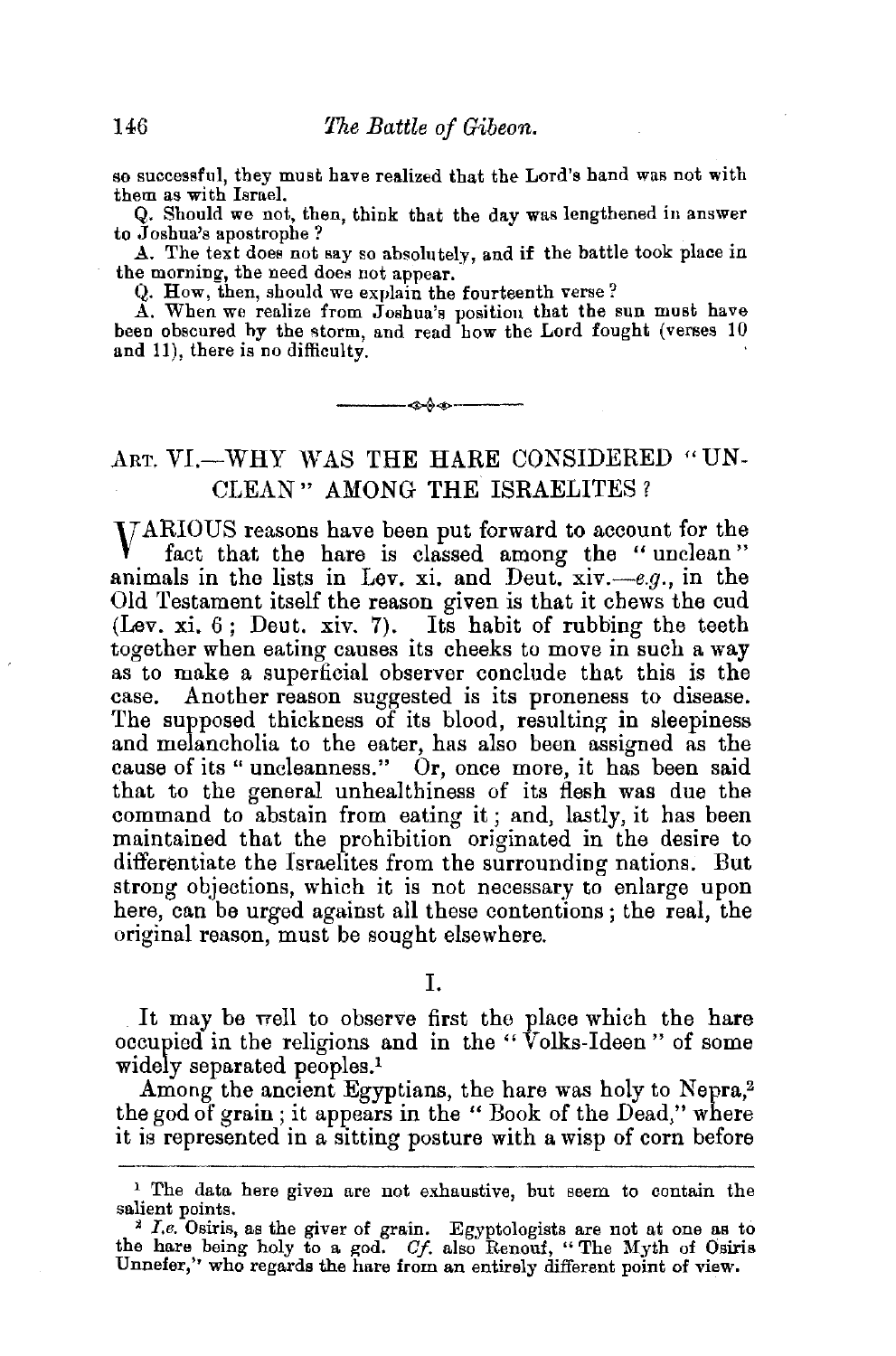so successful, they must have realized that the Lord's hand was not with them as with Israel.

Q. Should we not, then, think that the day was lengthened in answer to Joshua's apostrophe?

A. The text does not say so absolutely, and if the battle took place in the morning, the need does not appear.

Q. How, then, should we explain the fourteenth verse?

A. When we realize from Joshua's position that the sun must have been obscured by the storm, and read how the Lord fought (verses 10 and 11), there is no difficulty.

---

## ART. VI.—WHY WAS THE HARE CONSIDERED "UNCLEAN" AMONG THE ISRAELITES?

VARIOUS reasons have been put forward to account for the fact that the hare is classed among the "unclean" animals in the lists in Lev. xi. and Deut. xiv.—*e.g.*, in the Old Testament itself the reason given is that it chews the cud (Lev. xi. 6; Deut. xiv. 7). Its habit of rubbing the teeth together when eating causes its cheeks to move in such a way as to make a superficial observer conclude that this is the case. Another reason suggested is its proneness to disease. The supposed thickness of its blood, resulting in sleepiness and melancholia to the eater, has also been assigned as the cause of its "uncleanness." Or, once more, it has been said that to the general unhealthiness of its flesh was due the command to abstain from eating it; and, lastly, it has been maintained that the prohibition originated in the desire to differentiate the Israelites from the surrounding nations. But strong objections, which it is not necessary to enlarge upon here, can be urged against all these contentions; the real, the original reason, must be sought elsewhere.

### I.

It may be well to observe first the place which the hare occupied in the religions and in the "Volks-Ideen" of some widely separated peoples.[1]

Among the ancient Egyptians, the hare was holy to Nepra,[2] the god of grain; it appears in the "Book of the Dead," where it is represented in a sitting posture with a wisp of corn before

---

[1] The data here given are not exhaustive, but seem to contain the salient points.

[2] *I.e.* Osiris, as the giver of grain. Egyptologists are not at one as to the hare being holy to a god. *Cf.* also Renouf, "The Myth of Osiris Unnefer," who regards the hare from an entirely different point of view.